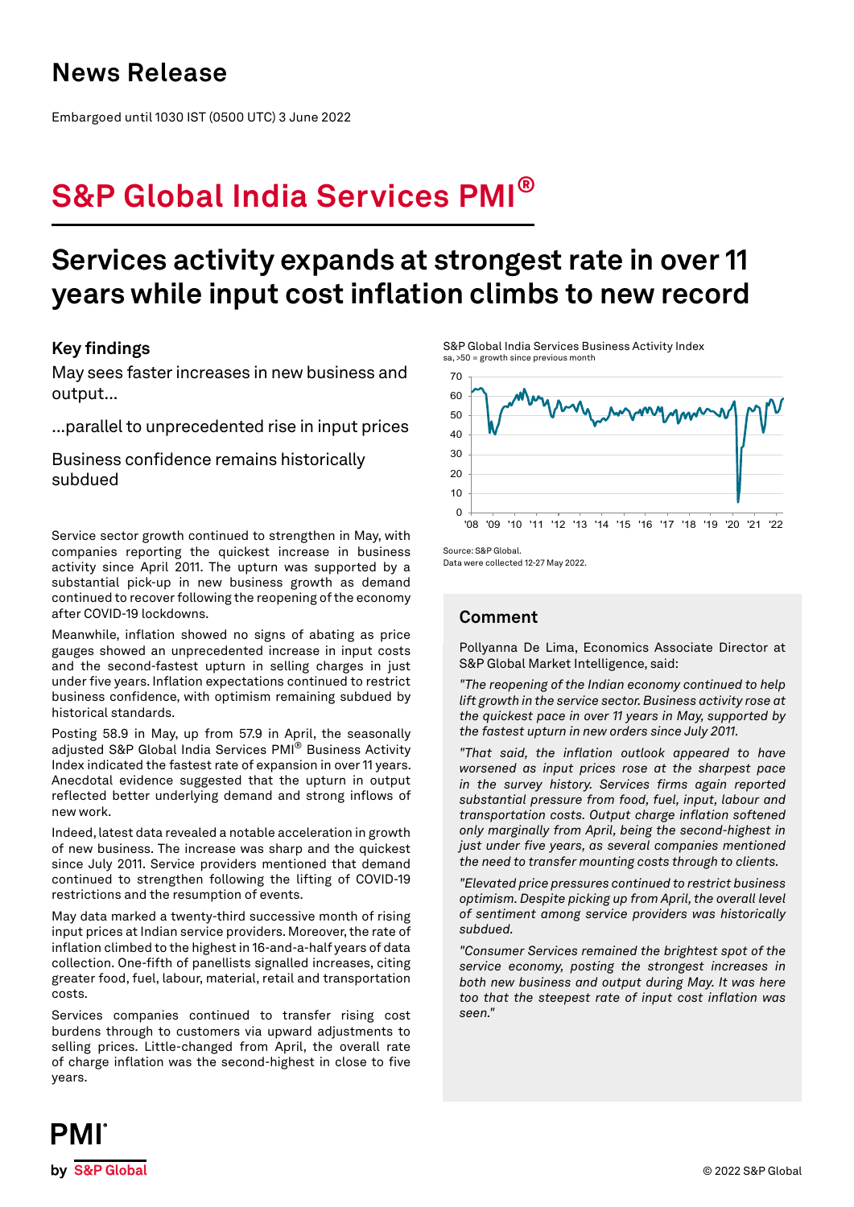# News Release

Embargoed until 1030 IST (0500 UTC) 3 June 2022

# S&P Global India Services PMI®

## Services activity expands at strongest rate in over 11 years while input cost inflation climbs to new record

### Key findings

May sees faster increases in new business and output...

...parallel to unprecedented rise in input prices

Business confidence remains historically subdued

S&P Global India Services Business Activity Index
sa, >50 = growth since previous month

Source: S&P Global.
Data were collected 12-27 May 2022.

Service sector growth continued to strengthen in May, with companies reporting the quickest increase in business activity since April 2011. The upturn was supported by a substantial pick-up in new business growth as demand continued to recover following the reopening of the economy after COVID-19 lockdowns.

Meanwhile, inflation showed no signs of abating as price gauges showed an unprecedented increase in input costs and the second-fastest upturn in selling charges in just under five years. Inflation expectations continued to restrict business confidence, with optimism remaining subdued by historical standards.

Posting 58.9 in May, up from 57.9 in April, the seasonally adjusted S&P Global India Services PMI® Business Activity Index indicated the fastest rate of expansion in over 11 years. Anecdotal evidence suggested that the upturn in output reflected better underlying demand and strong inflows of new work.

Indeed, latest data revealed a notable acceleration in growth of new business. The increase was sharp and the quickest since July 2011. Service providers mentioned that demand continued to strengthen following the lifting of COVID-19 restrictions and the resumption of events.

May data marked a twenty-third successive month of rising input prices at Indian service providers. Moreover, the rate of inflation climbed to the highest in 16-and-a-half years of data collection. One-fifth of panellists signalled increases, citing greater food, fuel, labour, material, retail and transportation costs.

Services companies continued to transfer rising cost burdens through to customers via upward adjustments to selling prices. Little-changed from April, the overall rate of charge inflation was the second-highest in close to five years.

### Comment

Pollyanna De Lima, Economics Associate Director at S&P Global Market Intelligence, said:

*"The reopening of the Indian economy continued to help lift growth in the service sector. Business activity rose at the quickest pace in over 11 years in May, supported by the fastest upturn in new orders since July 2011.*

*"That said, the inflation outlook appeared to have worsened as input prices rose at the sharpest pace in the survey history. Services firms again reported substantial pressure from food, fuel, input, labour and transportation costs. Output charge inflation softened only marginally from April, being the second-highest in just under five years, as several companies mentioned the need to transfer mounting costs through to clients.*

*"Elevated price pressures continued to restrict business optimism. Despite picking up from April, the overall level of sentiment among service providers was historically subdued.*

*"Consumer Services remained the brightest spot of the service economy, posting the strongest increases in both new business and output during May. It was here too that the steepest rate of input cost inflation was seen."*

© 2022 S&P Global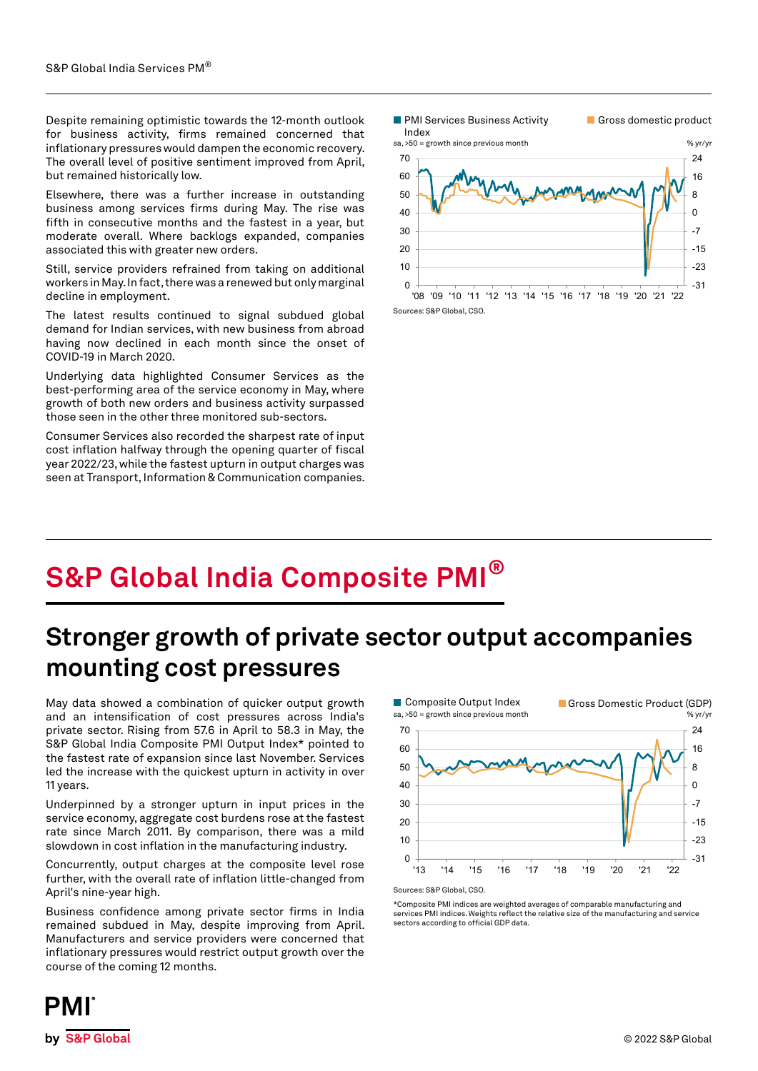Despite remaining optimistic towards the 12-month outlook for business activity, firms remained concerned that inflationary pressures would dampen the economic recovery. The overall level of positive sentiment improved from April, but remained historically low.

Elsewhere, there was a further increase in outstanding business among services firms during May. The rise was fifth in consecutive months and the fastest in a year, but moderate overall. Where backlogs expanded, companies associated this with greater new orders.

Still, service providers refrained from taking on additional workers in May. In fact, there was a renewed but only marginal decline in employment.

The latest results continued to signal subdued global demand for Indian services, with new business from abroad having now declined in each month since the onset of COVID-19 in March 2020.

Underlying data highlighted Consumer Services as the best-performing area of the service economy in May, where growth of both new orders and business activity surpassed those seen in the other three monitored sub-sectors.

Consumer Services also recorded the sharpest rate of input cost inflation halfway through the opening quarter of fiscal year 2022/23, while the fastest upturn in output charges was seen at Transport, Information & Communication companies.

PMI Services Business Activity Index (sa, >50 = growth since previous month) / Gross domestic product (% yr/yr)

Sources: S&P Global, CSO.

# S&P Global India Composite PMI®

## Stronger growth of private sector output accompanies mounting cost pressures

May data showed a combination of quicker output growth and an intensification of cost pressures across India's private sector. Rising from 57.6 in April to 58.3 in May, the S&P Global India Composite PMI Output Index* pointed to the fastest rate of expansion since last November. Services led the increase with the quickest upturn in activity in over 11 years.

Underpinned by a stronger upturn in input prices in the service economy, aggregate cost burdens rose at the fastest rate since March 2011. By comparison, there was a mild slowdown in cost inflation in the manufacturing industry.

Concurrently, output charges at the composite level rose further, with the overall rate of inflation little-changed from April's nine-year high.

Business confidence among private sector firms in India remained subdued in May, despite improving from April. Manufacturers and service providers were concerned that inflationary pressures would restrict output growth over the course of the coming 12 months.

Composite Output Index (sa, >50 = growth since previous month) / Gross Domestic Product (GDP) (% yr/yr)

Sources: S&P Global, CSO.

*Composite PMI indices are weighted averages of comparable manufacturing and services PMI indices. Weights reflect the relative size of the manufacturing and service sectors according to official GDP data.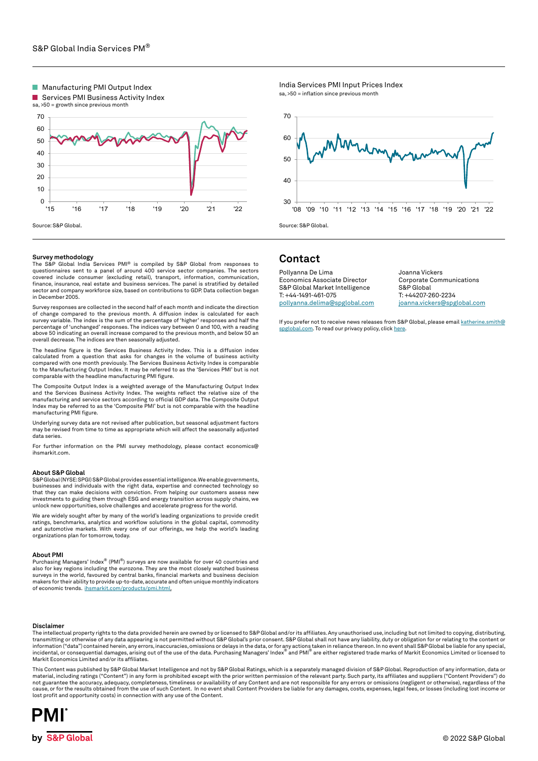Manufacturing PMI Output Index

Services PMI Business Activity Index

sa, >50 = growth since previous month

70
60
50
40
30
20
10
0

'15 '16 '17 '18 '19 '20 '21 '22

Source: S&P Global.

India Services PMI Input Prices Index

sa, >50 = inflation since previous month

70
60
50
40
30

'08 '09 '10 '11 '12 '13 '14 '15 '16 '17 '18 '19 '20 '21 '22

Source: S&P Global.

### Survey methodology

The S&P Global India Services PMI® is compiled by S&P Global from responses to questionnaires sent to a panel of around 400 service sector companies. The sectors covered include consumer (excluding retail), transport, information, communication, finance, insurance, real estate and business services. The panel is stratified by detailed sector and company workforce size, based on contributions to GDP. Data collection began in December 2005.

Survey responses are collected in the second half of each month and indicate the direction of change compared to the previous month. A diffusion index is calculated for each survey variable. The index is the sum of the percentage of 'higher' responses and half the percentage of 'unchanged' responses. The indices vary between 0 and 100, with a reading above 50 indicating an overall increase compared to the previous month, and below 50 an overall decrease. The indices are then seasonally adjusted.

The headline figure is the Services Business Activity Index. This is a diffusion index calculated from a question that asks for changes in the volume of business activity compared with one month previously. The Services Business Activity Index is comparable to the Manufacturing Output Index. It may be referred to as the 'Services PMI' but is not comparable with the headline manufacturing PMI figure.

The Composite Output Index is a weighted average of the Manufacturing Output Index and the Services Business Activity Index. The weights reflect the relative size of the manufacturing and service sectors according to official GDP data. The Composite Output Index may be referred to as the 'Composite PMI' but is not comparable with the headline manufacturing PMI figure.

Underlying survey data are not revised after publication, but seasonal adjustment factors may be revised from time to time as appropriate which will affect the seasonally adjusted data series.

For further information on the PMI survey methodology, please contact economics@ihsmarkit.com.

### About S&P Global

S&P Global (NYSE: SPGI) S&P Global provides essential intelligence. We enable governments, businesses and individuals with the right data, expertise and connected technology so that they can make decisions with conviction. From helping our customers assess new investments to guiding them through ESG and energy transition across supply chains, we unlock new opportunities, solve challenges and accelerate progress for the world.

We are widely sought after by many of the world's leading organizations to provide credit ratings, benchmarks, analytics and workflow solutions in the global capital, commodity and automotive markets. With every one of our offerings, we help the world's leading organizations plan for tomorrow, today.

### About PMI

Purchasing Managers' Index® (PMI®) surveys are now available for over 40 countries and also for key regions including the eurozone. They are the most closely watched business surveys in the world, favoured by central banks, financial markets and business decision makers for their ability to provide up-to-date, accurate and often unique monthly indicators of economic trends. ihsmarkit.com/products/pmi.html.

## Contact

Pollyanna De Lima
Economics Associate Director
S&P Global Market Intelligence
T: +44-1491-461-075
pollyanna.delima@spglobal.com

Joanna Vickers
Corporate Communications
S&P Global
T: +44207-260-2234
joanna.vickers@spglobal.com

If you prefer not to receive news releases from S&P Global, please email katherine.smith@spglobal.com. To read our privacy policy, click here.

### Disclaimer

The intellectual property rights to the data provided herein are owned by or licensed to S&P Global and/or its affiliates. Any unauthorised use, including but not limited to copying, distributing, transmitting or otherwise of any data appearing is not permitted without S&P Global's prior consent. S&P Global shall not have any liability, duty or obligation for or relating to the content or information ("data") contained herein, any errors, inaccuracies, omissions or delays in the data, or for any actions taken in reliance thereon. In no event shall S&P Global be liable for any special, incidental, or consequential damages, arising out of the use of the data. Purchasing Managers' Index® and PMI® are either registered trade marks of Markit Economics Limited or licensed to Markit Economics Limited and/or its affiliates.

This Content was published by S&P Global Market Intelligence and not by S&P Global Ratings, which is a separately managed division of S&P Global. Reproduction of any information, data or material, including ratings ("Content") in any form is prohibited except with the prior written permission of the relevant party. Such party, its affiliates and suppliers ("Content Providers") do not guarantee the accuracy, adequacy, completeness, timeliness or availability of any Content and are not responsible for any errors or omissions (negligent or otherwise), regardless of the cause, or for the results obtained from the use of such Content. In no event shall Content Providers be liable for any damages, costs, expenses, legal fees, or losses (including lost income or lost profit and opportunity costs) in connection with any use of the Content.

PMI by S&P Global

© 2022 S&P Global